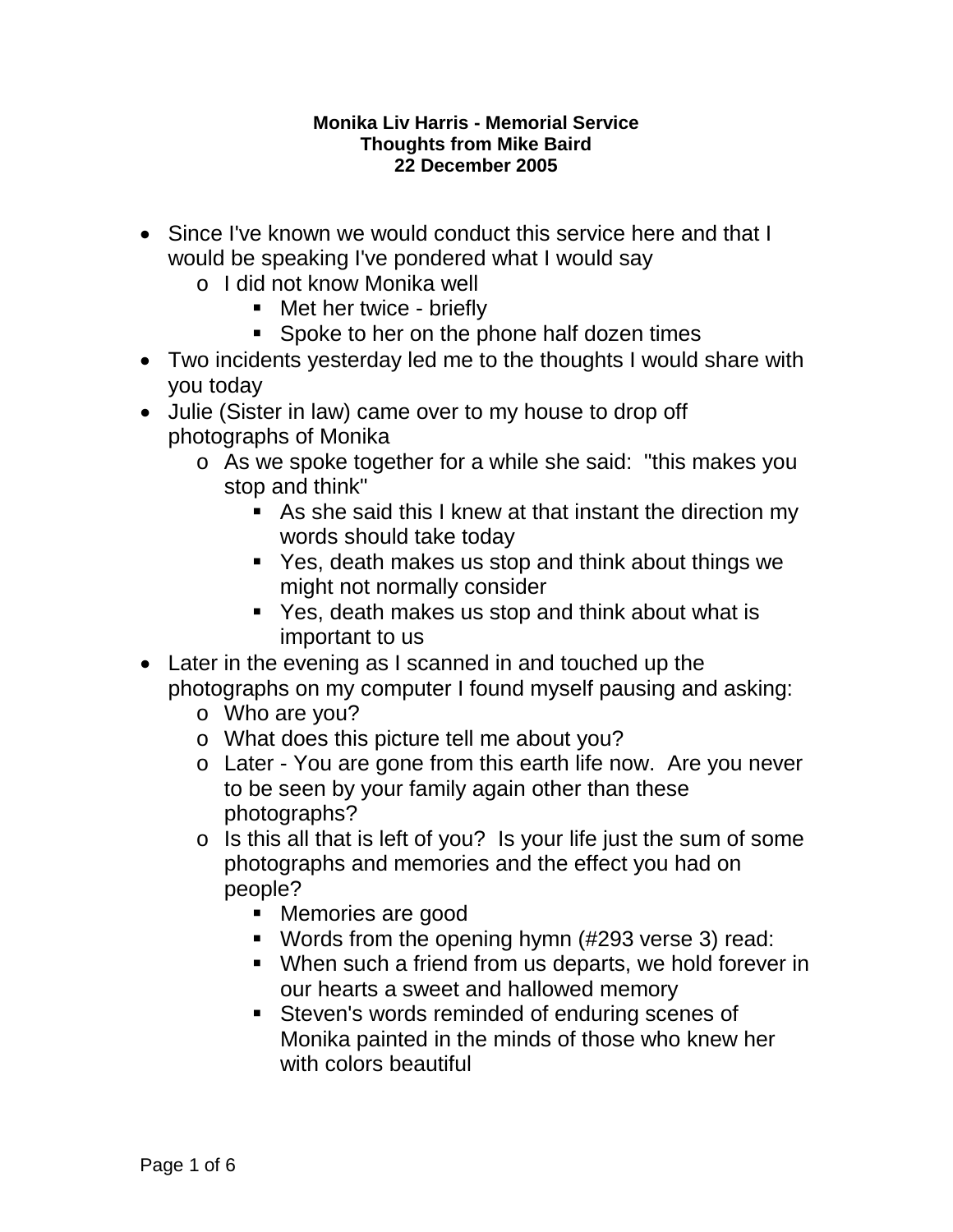**Monika Liv Harris - Memorial Service**
**Thoughts from Mike Baird**
**22 December 2005**

- Since I've known we would conduct this service here and that I would be speaking I've pondered what I would say
    - I did not know Monika well
        - Met her twice - briefly
        - Spoke to her on the phone half dozen times
- Two incidents yesterday led me to the thoughts I would share with you today
- Julie (Sister in law) came over to my house to drop off photographs of Monika
    - As we spoke together for a while she said: "this makes you stop and think"
        - As she said this I knew at that instant the direction my words should take today
        - Yes, death makes us stop and think about things we might not normally consider
        - Yes, death makes us stop and think about what is important to us
- Later in the evening as I scanned in and touched up the photographs on my computer I found myself pausing and asking:
    - Who are you?
    - What does this picture tell me about you?
    - Later - You are gone from this earth life now. Are you never to be seen by your family again other than these photographs?
    - Is this all that is left of you? Is your life just the sum of some photographs and memories and the effect you had on people?
        - Memories are good
        - Words from the opening hymn (#293 verse 3) read:
        - When such a friend from us departs, we hold forever in our hearts a sweet and hallowed memory
        - Steven's words reminded of enduring scenes of Monika painted in the minds of those who knew her with colors beautiful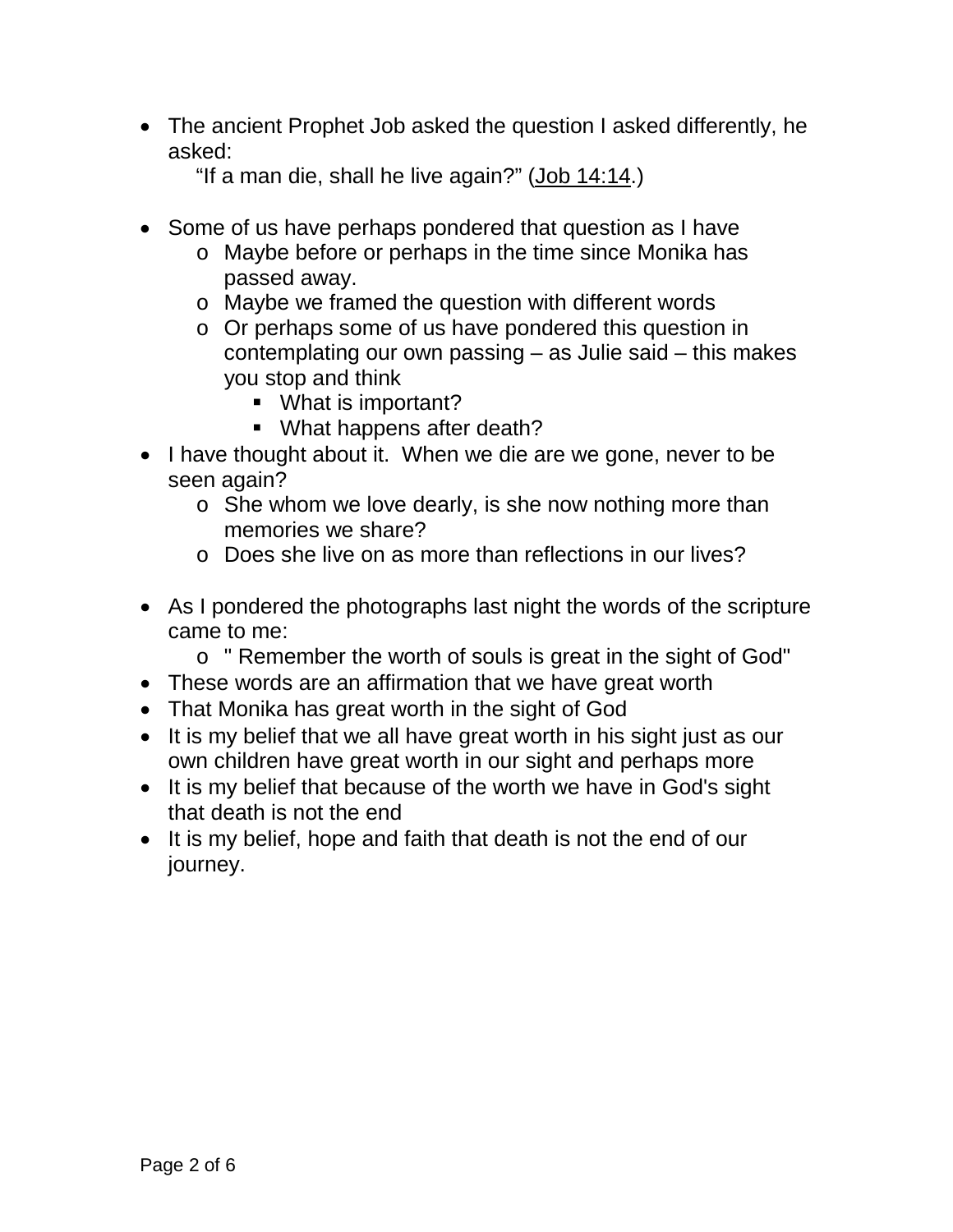- The ancient Prophet Job asked the question I asked differently, he asked:

  "If a man die, shall he live again?" (Job 14:14.)

- Some of us have perhaps pondered that question as I have
  - Maybe before or perhaps in the time since Monika has passed away.
  - Maybe we framed the question with different words
  - Or perhaps some of us have pondered this question in contemplating our own passing – as Julie said – this makes you stop and think
    - What is important?
    - What happens after death?
- I have thought about it. When we die are we gone, never to be seen again?
  - She whom we love dearly, is she now nothing more than memories we share?
  - Does she live on as more than reflections in our lives?

- As I pondered the photographs last night the words of the scripture came to me:
  - " Remember the worth of souls is great in the sight of God"
- These words are an affirmation that we have great worth
- That Monika has great worth in the sight of God
- It is my belief that we all have great worth in his sight just as our own children have great worth in our sight and perhaps more
- It is my belief that because of the worth we have in God's sight that death is not the end
- It is my belief, hope and faith that death is not the end of our journey.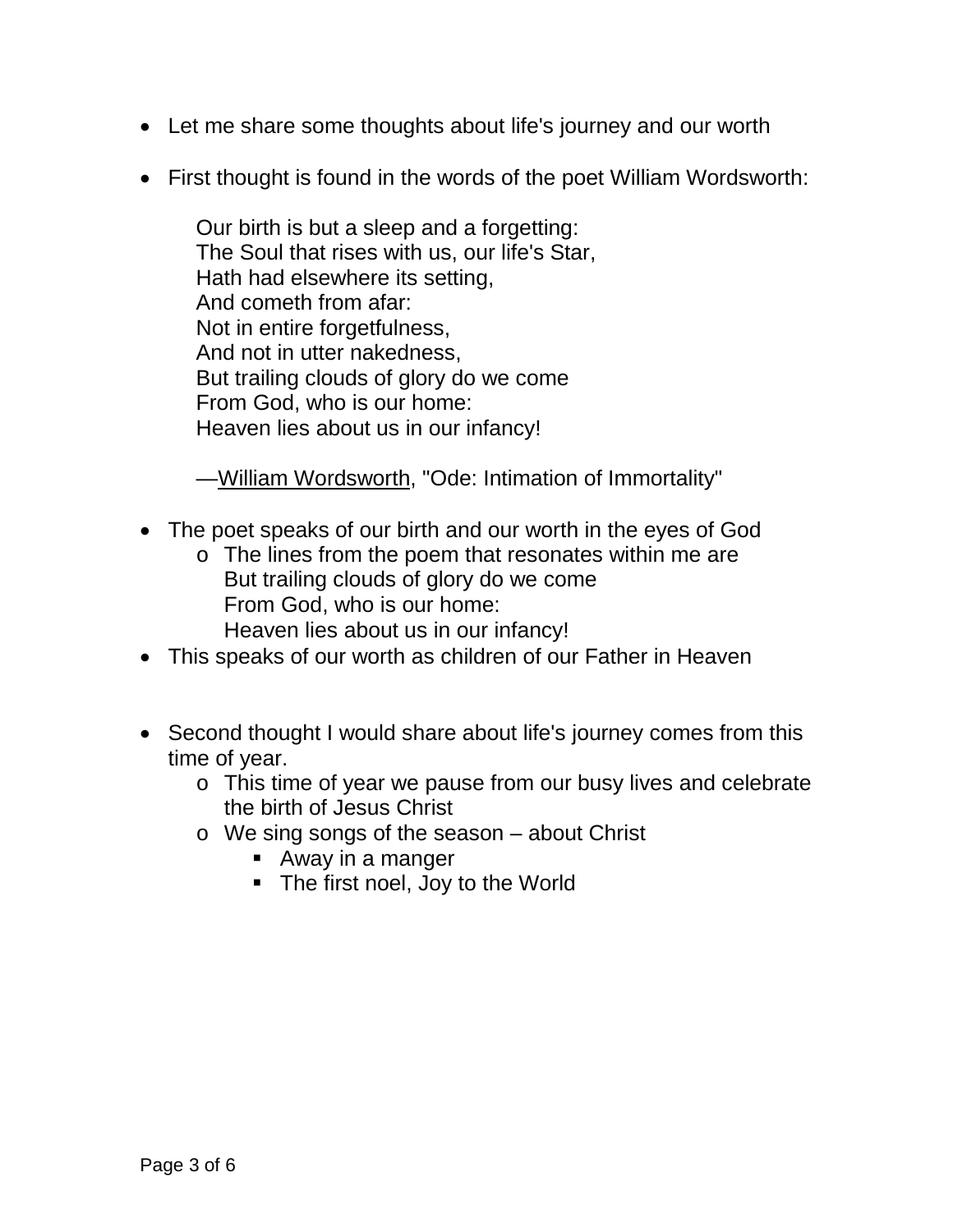- Let me share some thoughts about life's journey and our worth

- First thought is found in the words of the poet William Wordsworth:

  Our birth is but a sleep and a forgetting:
  The Soul that rises with us, our life's Star,
  Hath had elsewhere its setting,
  And cometh from afar:
  Not in entire forgetfulness,
  And not in utter nakedness,
  But trailing clouds of glory do we come
  From God, who is our home:
  Heaven lies about us in our infancy!

  —William Wordsworth, "Ode: Intimation of Immortality"

- The poet speaks of our birth and our worth in the eyes of God
  - The lines from the poem that resonates within me are
    But trailing clouds of glory do we come
    From God, who is our home:
    Heaven lies about us in our infancy!
- This speaks of our worth as children of our Father in Heaven

- Second thought I would share about life's journey comes from this time of year.
  - This time of year we pause from our busy lives and celebrate the birth of Jesus Christ
  - We sing songs of the season – about Christ
    - Away in a manger
    - The first noel, Joy to the World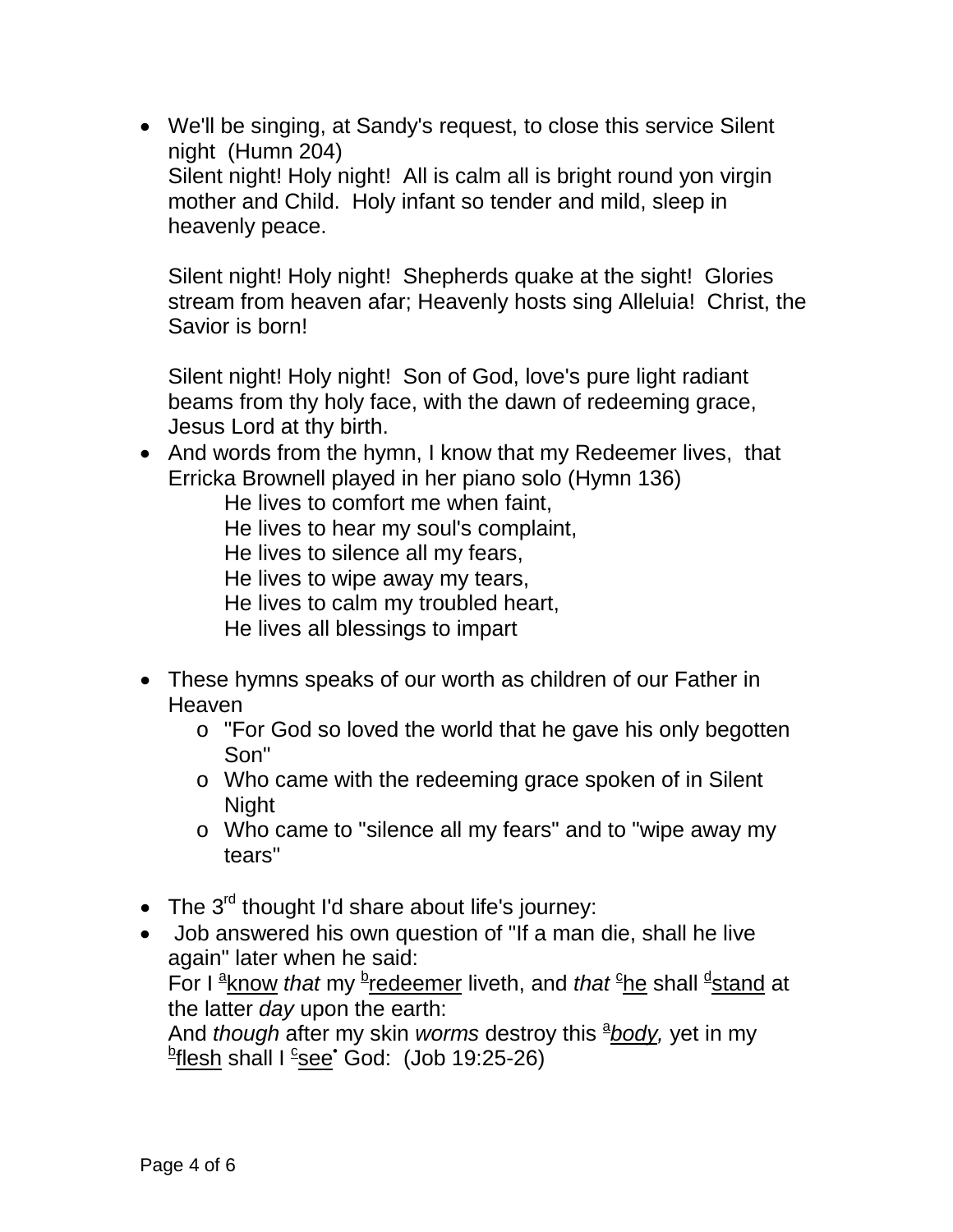- We'll be singing, at Sandy's request, to close this service Silent night (Humn 204)
  Silent night! Holy night! All is calm all is bright round yon virgin mother and Child. Holy infant so tender and mild, sleep in heavenly peace.

  Silent night! Holy night! Shepherds quake at the sight! Glories stream from heaven afar; Heavenly hosts sing Alleluia! Christ, the Savior is born!

  Silent night! Holy night! Son of God, love's pure light radiant beams from thy holy face, with the dawn of redeeming grace, Jesus Lord at thy birth.
- And words from the hymn, I know that my Redeemer lives, that Erricka Brownell played in her piano solo (Hymn 136)

  He lives to comfort me when faint,
  He lives to hear my soul's complaint,
  He lives to silence all my fears,
  He lives to wipe away my tears,
  He lives to calm my troubled heart,
  He lives all blessings to impart

- These hymns speaks of our worth as children of our Father in Heaven
  - "For God so loved the world that he gave his only begotten Son"
  - Who came with the redeeming grace spoken of in Silent Night
  - Who came to "silence all my fears" and to "wipe away my tears"

- The 3rd thought I'd share about life's journey:
- Job answered his own question of "If a man die, shall he live again" later when he said:
  For I [a]know *that* my [b]redeemer liveth, and *that* [c]he shall [d]stand at the latter *day* upon the earth:
  And *though* after my skin *worms* destroy this [a]*body,* yet in my [b]flesh shall I [c]see• God: (Job 19:25-26)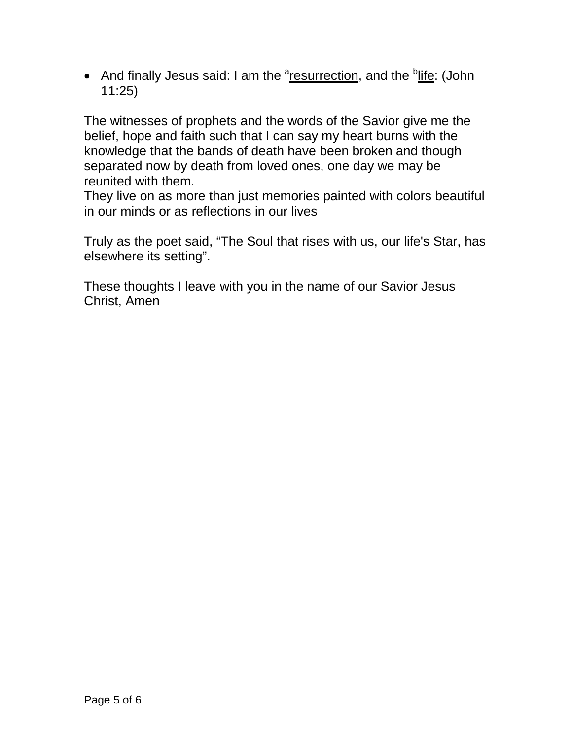- And finally Jesus said: I am the [a]resurrection, and the [b]life: (John 11:25)

The witnesses of prophets and the words of the Savior give me the belief, hope and faith such that I can say my heart burns with the knowledge that the bands of death have been broken and though separated now by death from loved ones, one day we may be reunited with them.
They live on as more than just memories painted with colors beautiful in our minds or as reflections in our lives

Truly as the poet said, “The Soul that rises with us, our life's Star, has elsewhere its setting”.

These thoughts I leave with you in the name of our Savior Jesus Christ, Amen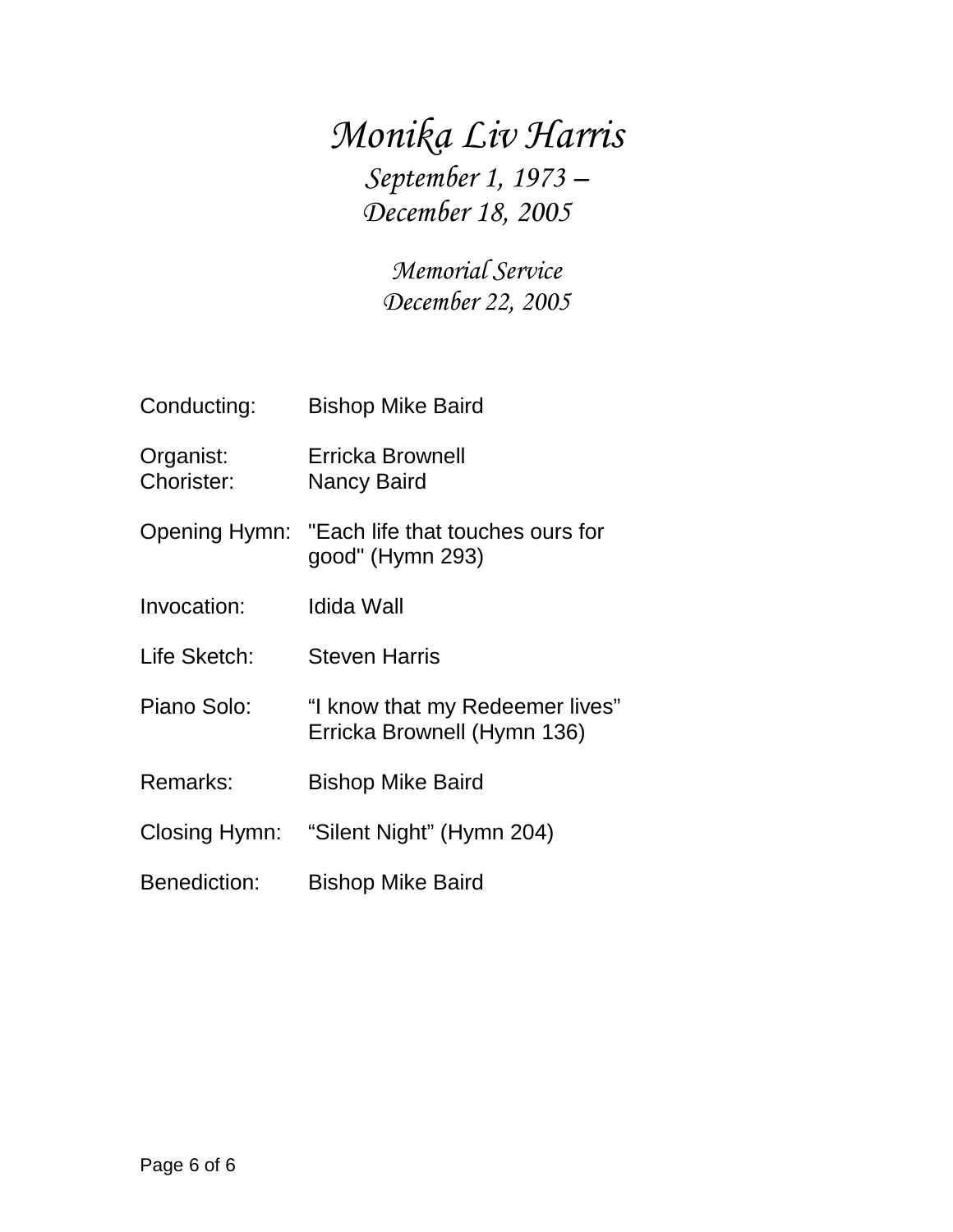# *Monika Liv Harris*

*September 1, 1973 – December 18, 2005*

*Memorial Service*
*December 22, 2005*

| | |
|---|---|
| Conducting: | Bishop Mike Baird |
| Organist: | Erricka Brownell |
| Chorister: | Nancy Baird |
| Opening Hymn: | "Each life that touches ours for good" (Hymn 293) |
| Invocation: | Idida Wall |
| Life Sketch: | Steven Harris |
| Piano Solo: | "I know that my Redeemer lives" Erricka Brownell (Hymn 136) |
| Remarks: | Bishop Mike Baird |
| Closing Hymn: | "Silent Night" (Hymn 204) |
| Benediction: | Bishop Mike Baird |